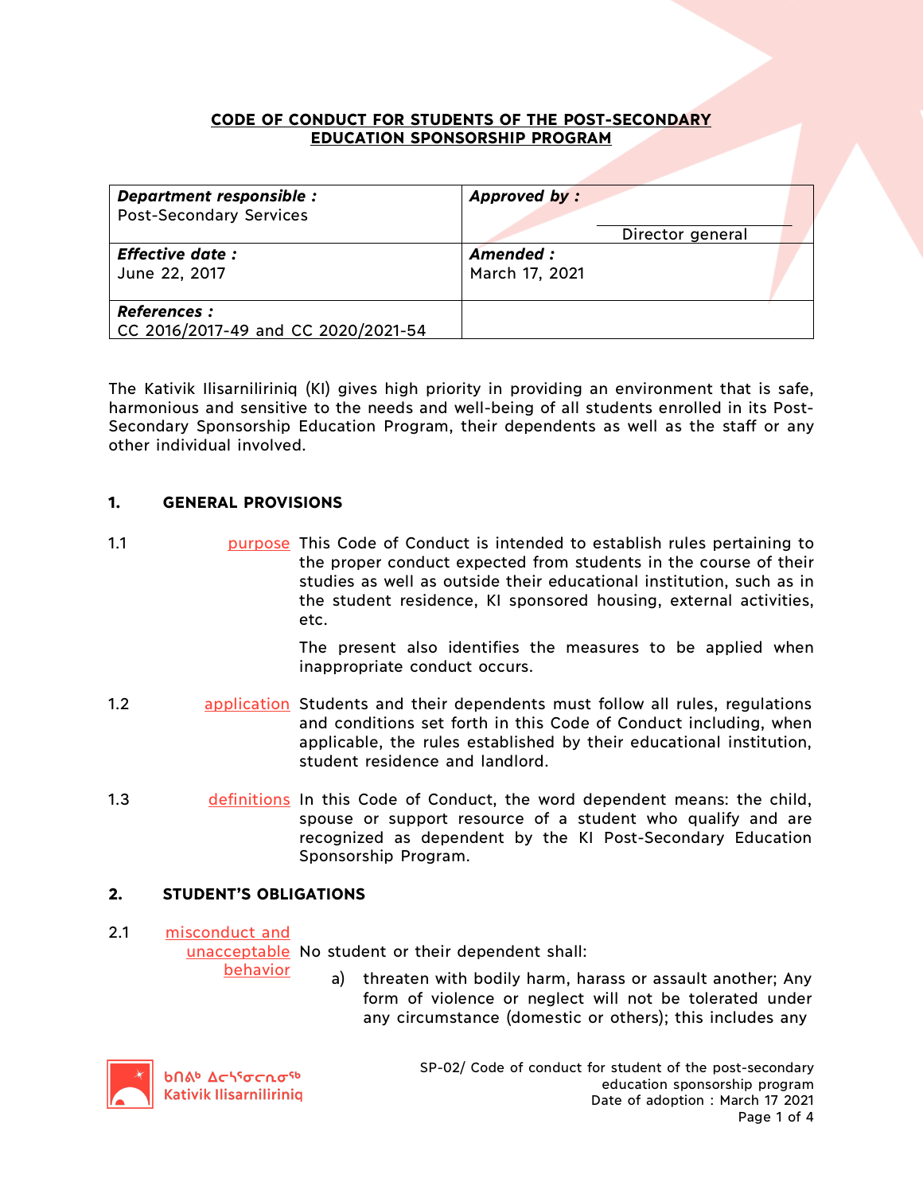# CODE OF CONDUCT FOR STUDENTS OF THE POST-SECONDARY EDUCATION SPONSORSHIP PROGRAM

| ***Department responsible :*** Post-Secondary Services | ***Approved by :*** Director general |
|---|---|
| ***Effective date :*** June 22, 2017 | ***Amended :*** March 17, 2021 |
| ***References :*** CC 2016/2017-49 and CC 2020/2021-54 | |

The Kativik Ilisarniliriniq (KI) gives high priority in providing an environment that is safe, harmonious and sensitive to the needs and well-being of all students enrolled in its Post-Secondary Sponsorship Education Program, their dependents as well as the staff or any other individual involved.

## 1. GENERAL PROVISIONS

**1.1** purpose

This Code of Conduct is intended to establish rules pertaining to the proper conduct expected from students in the course of their studies as well as outside their educational institution, such as in the student residence, KI sponsored housing, external activities, etc.

The present also identifies the measures to be applied when inappropriate conduct occurs.

**1.2** application

Students and their dependents must follow all rules, regulations and conditions set forth in this Code of Conduct including, when applicable, the rules established by their educational institution, student residence and landlord.

**1.3** definitions

In this Code of Conduct, the word dependent means: the child, spouse or support resource of a student who qualify and are recognized as dependent by the KI Post-Secondary Education Sponsorship Program.

## 2. STUDENT'S OBLIGATIONS

**2.1** misconduct and unacceptable behavior

No student or their dependent shall:

a) threaten with bodily harm, harass or assault another; Any form of violence or neglect will not be tolerated under any circumstance (domestic or others); this includes any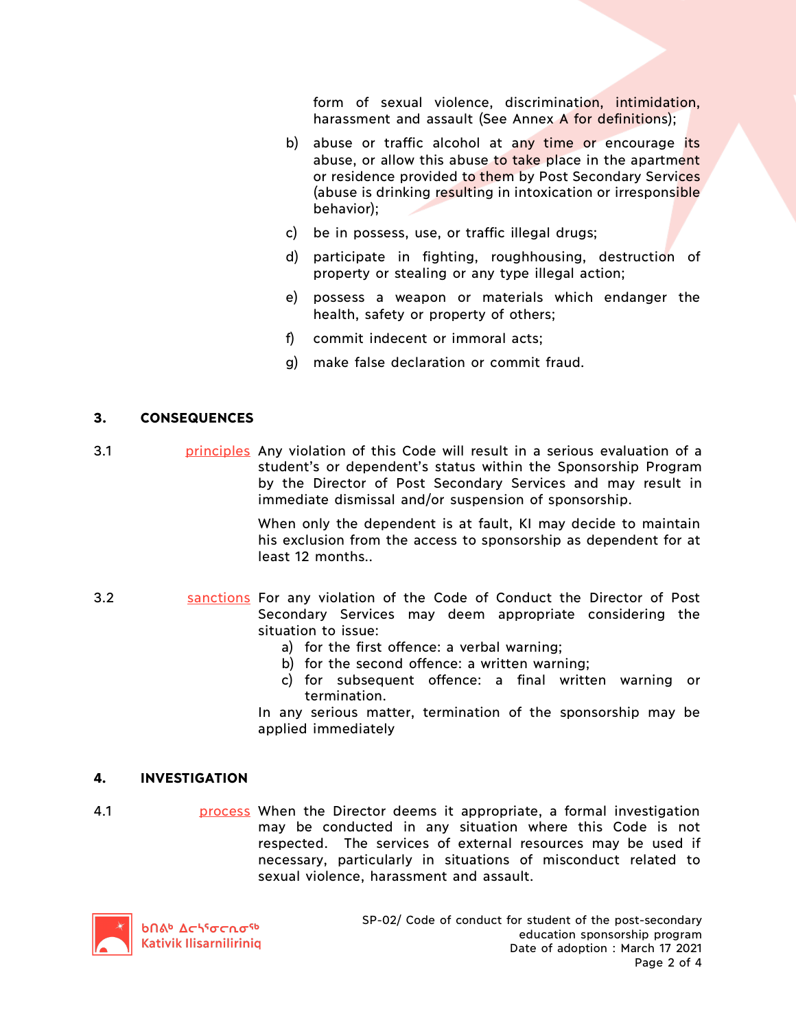form of sexual violence, discrimination, intimidation, harassment and assault (See Annex A for definitions);

b) abuse or traffic alcohol at any time or encourage its abuse, or allow this abuse to take place in the apartment or residence provided to them by Post Secondary Services (abuse is drinking resulting in intoxication or irresponsible behavior);

c) be in possess, use, or traffic illegal drugs;

d) participate in fighting, roughhousing, destruction of property or stealing or any type illegal action;

e) possess a weapon or materials which endanger the health, safety or property of others;

f) commit indecent or immoral acts;

g) make false declaration or commit fraud.

## 3. CONSEQUENCES

3.1 principles Any violation of this Code will result in a serious evaluation of a student's or dependent's status within the Sponsorship Program by the Director of Post Secondary Services and may result in immediate dismissal and/or suspension of sponsorship.

When only the dependent is at fault, KI may decide to maintain his exclusion from the access to sponsorship as dependent for at least 12 months..

3.2 sanctions For any violation of the Code of Conduct the Director of Post Secondary Services may deem appropriate considering the situation to issue:

a) for the first offence: a verbal warning;
b) for the second offence: a written warning;
c) for subsequent offence: a final written warning or termination.

In any serious matter, termination of the sponsorship may be applied immediately

## 4. INVESTIGATION

4.1 process When the Director deems it appropriate, a formal investigation may be conducted in any situation where this Code is not respected. The services of external resources may be used if necessary, particularly in situations of misconduct related to sexual violence, harassment and assault.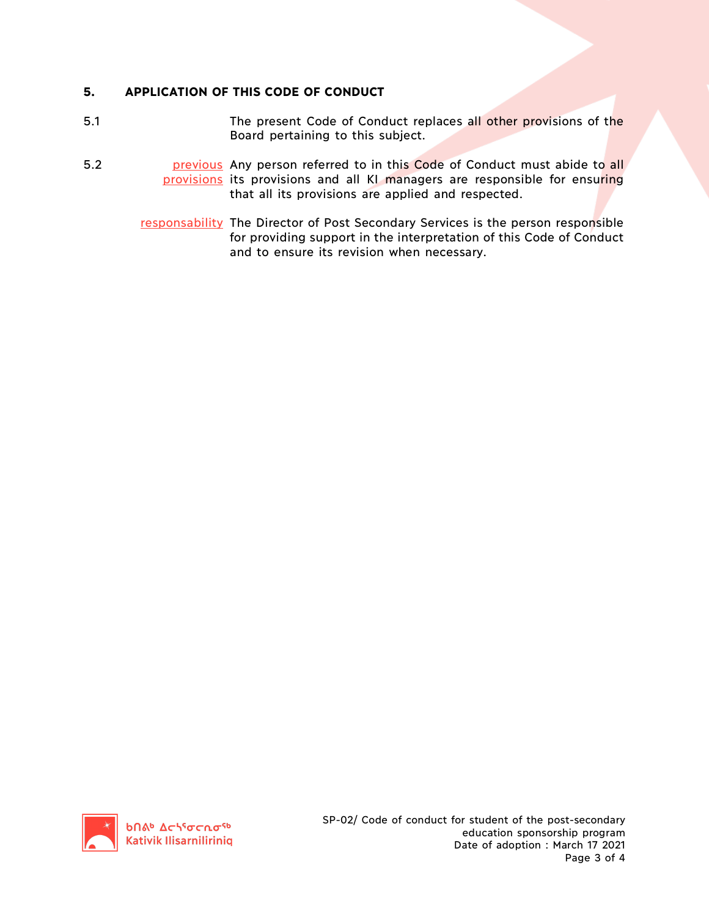## 5. APPLICATION OF THIS CODE OF CONDUCT

5.1 The present Code of Conduct replaces all other provisions of the Board pertaining to this subject.

5.2 *previous provisions* Any person referred to in this Code of Conduct must abide to all its provisions and all KI managers are responsible for ensuring that all its provisions are applied and respected.

*responsability* The Director of Post Secondary Services is the person responsible for providing support in the interpretation of this Code of Conduct and to ensure its revision when necessary.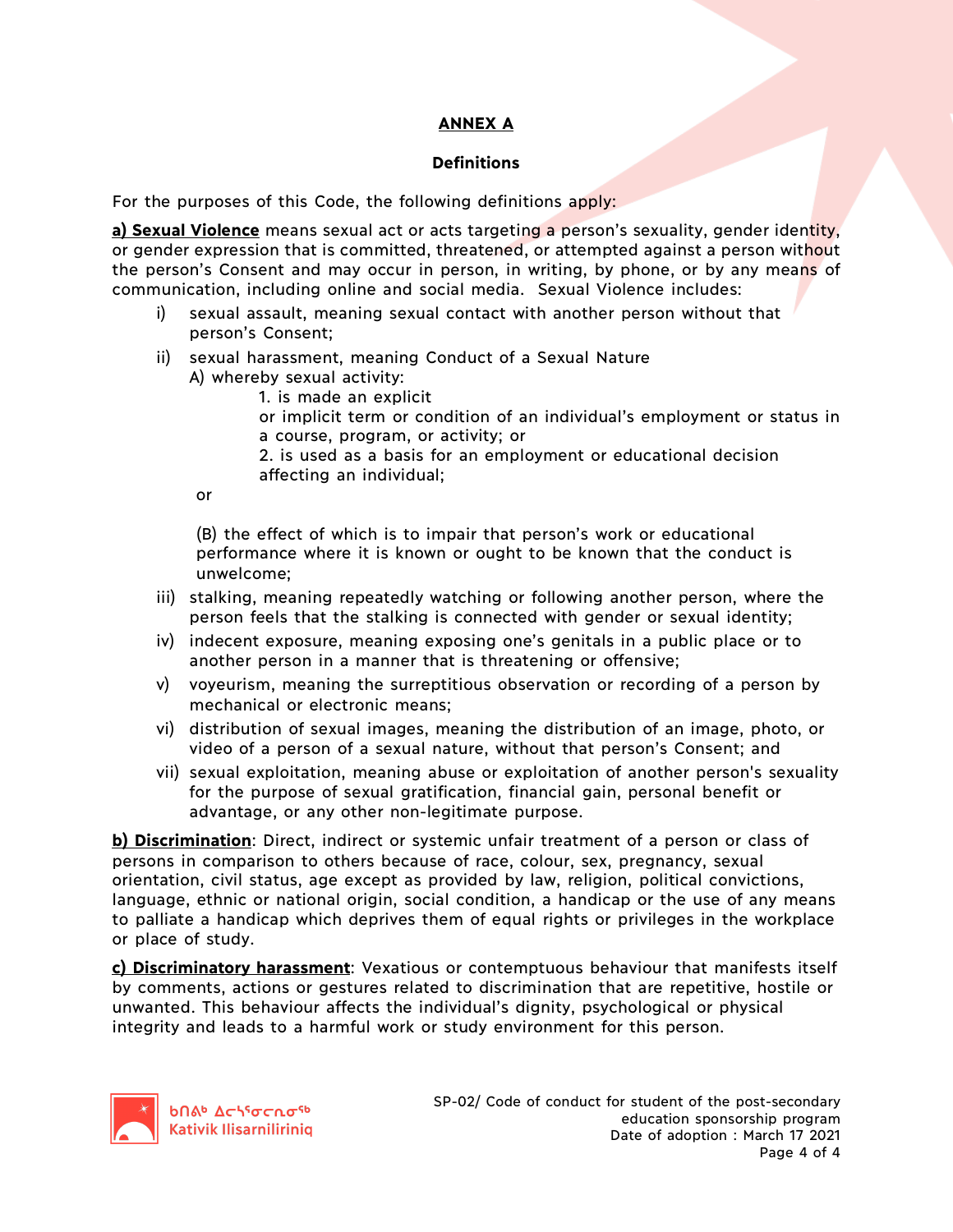## ANNEX A

### Definitions

For the purposes of this Code, the following definitions apply:

**a) Sexual Violence** means sexual act or acts targeting a person's sexuality, gender identity, or gender expression that is committed, threatened, or attempted against a person without the person's Consent and may occur in person, in writing, by phone, or by any means of communication, including online and social media. Sexual Violence includes:

i) sexual assault, meaning sexual contact with another person without that person's Consent;

ii) sexual harassment, meaning Conduct of a Sexual Nature

   A) whereby sexual activity:

   1. is made an explicit or implicit term or condition of an individual's employment or status in a course, program, or activity; or
   2. is used as a basis for an employment or educational decision affecting an individual;

   or

   (B) the effect of which is to impair that person's work or educational performance where it is known or ought to be known that the conduct is unwelcome;

iii) stalking, meaning repeatedly watching or following another person, where the person feels that the stalking is connected with gender or sexual identity;

iv) indecent exposure, meaning exposing one's genitals in a public place or to another person in a manner that is threatening or offensive;

v) voyeurism, meaning the surreptitious observation or recording of a person by mechanical or electronic means;

vi) distribution of sexual images, meaning the distribution of an image, photo, or video of a person of a sexual nature, without that person's Consent; and

vii) sexual exploitation, meaning abuse or exploitation of another person's sexuality for the purpose of sexual gratification, financial gain, personal benefit or advantage, or any other non-legitimate purpose.

**b) Discrimination**: Direct, indirect or systemic unfair treatment of a person or class of persons in comparison to others because of race, colour, sex, pregnancy, sexual orientation, civil status, age except as provided by law, religion, political convictions, language, ethnic or national origin, social condition, a handicap or the use of any means to palliate a handicap which deprives them of equal rights or privileges in the workplace or place of study.

**c) Discriminatory harassment**: Vexatious or contemptuous behaviour that manifests itself by comments, actions or gestures related to discrimination that are repetitive, hostile or unwanted. This behaviour affects the individual's dignity, psychological or physical integrity and leads to a harmful work or study environment for this person.